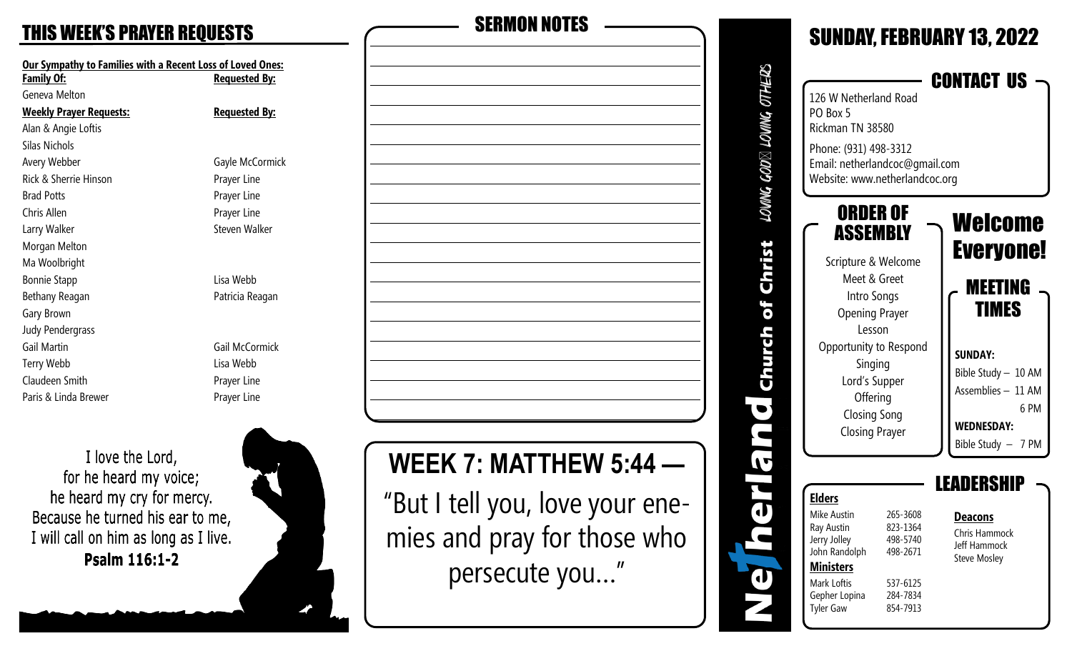## THIS WEEK'S PRAYER REQUESTS

**Our Sympathy to Families with a Recent Loss of Loved Ones:**

| Family Of: | Requested By: |
|---|---|
| Geneva Melton | |

| Weekly Prayer Requests: | Requested By: |
|---|---|
| Alan & Angie Loftis | |
| Silas Nichols | |
| Avery Webber | Gayle McCormick |
| Rick & Sherrie Hinson | Prayer Line |
| Brad Potts | Prayer Line |
| Chris Allen | Prayer Line |
| Larry Walker | Steven Walker |
| Morgan Melton | |
| Ma Woolbright | |
| Bonnie Stapp | Lisa Webb |
| Bethany Reagan | Patricia Reagan |
| Gary Brown | |
| Judy Pendergrass | |
| Gail Martin | Gail McCormick |
| Terry Webb | Lisa Webb |
| Claudeen Smith | Prayer Line |
| Paris & Linda Brewer | Prayer Line |

I love the Lord,
for he heard my voice;
he heard my cry for mercy.
Because he turned his ear to me,
I will call on him as long as I live.
**Psalm 116:1-2**

## SERMON NOTES

## WEEK 7: MATTHEW 5:44 —

"But I tell you, love your enemies and pray for those who persecute you..."

**Netherland Church of Christ** — *LOVING GOD, LOVING OTHERS*

## SUNDAY, FEBRUARY 13, 2022

### CONTACT US

126 W Netherland Road
PO Box 5
Rickman TN 38580

Phone: (931) 498-3312
Email: netherlandcoc@gmail.com
Website: www.netherlandcoc.org

### ORDER OF ASSEMBLY

Scripture & Welcome
Meet & Greet
Intro Songs
Opening Prayer
Lesson
Opportunity to Respond
Singing
Lord's Supper
Offering
Closing Song
Closing Prayer

### Welcome Everyone!

### MEETING TIMES

**SUNDAY:**
Bible Study – 10 AM
Assemblies – 11 AM
6 PM

**WEDNESDAY:**
Bible Study – 7 PM

### LEADERSHIP

**Elders**

| Name | Phone |
|---|---|
| Mike Austin | 265-3608 |
| Ray Austin | 823-1364 |
| Jerry Jolley | 498-5740 |
| John Randolph | 498-2671 |

**Ministers**

| Name | Phone |
|---|---|
| Mark Loftis | 537-6125 |
| Gepher Lopina | 284-7834 |
| Tyler Gaw | 854-7913 |

**Deacons**

Chris Hammock
Jeff Hammock
Steve Mosley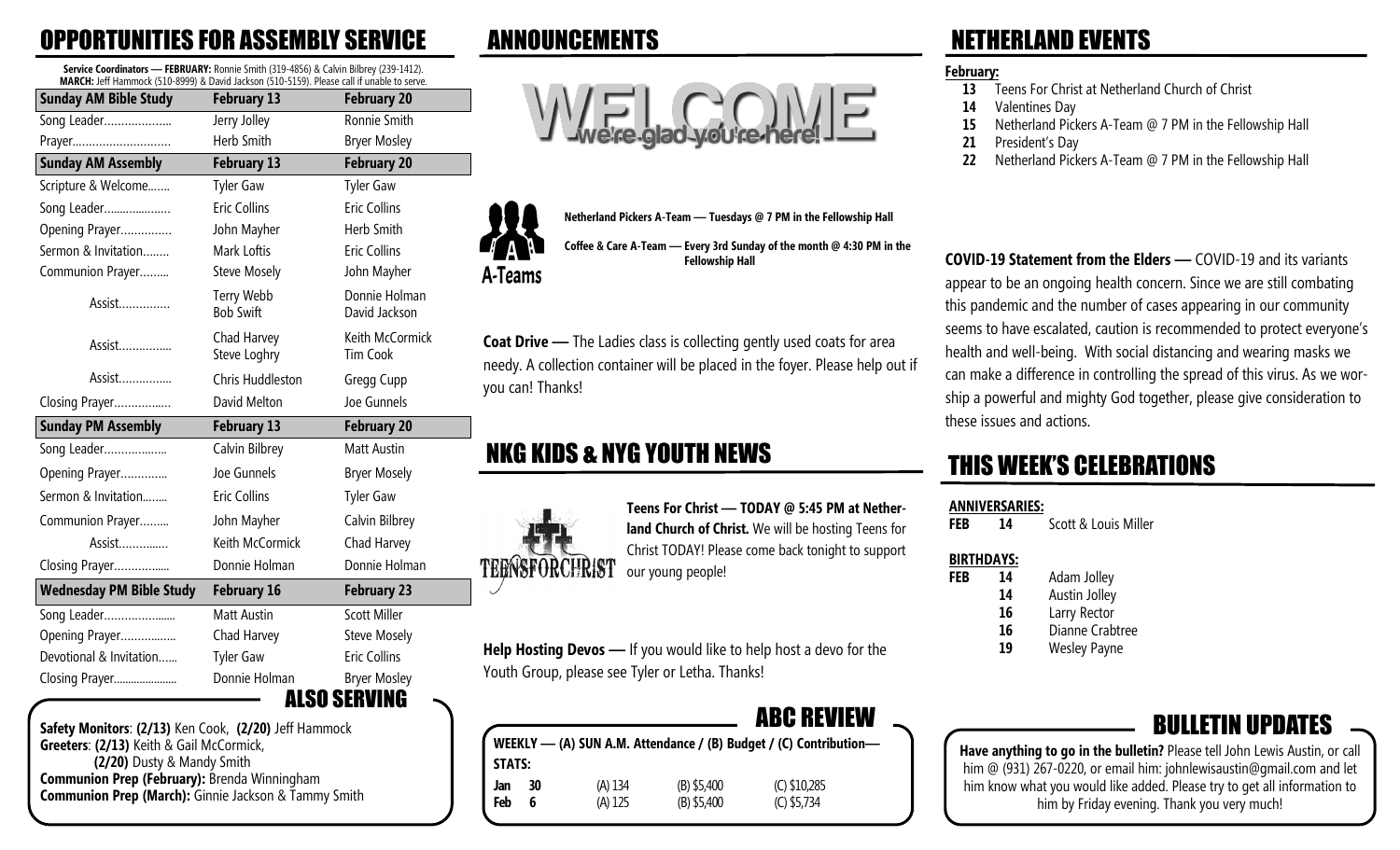# OPPORTUNITIES FOR ASSEMBLY SERVICE

**Service Coordinators — FEBRUARY:** Ronnie Smith (319-4856) & Calvin Bilbrey (239-1412). **MARCH:** Jeff Hammock (510-8999) & David Jackson (510-5159). Please call if unable to serve.

| **Sunday AM Bible Study** | **February 13** | **February 20** |
|---|---|---|
| Song Leader.................... | Jerry Jolley | Ronnie Smith |
| Prayer............................. | Herb Smith | Bryer Mosley |
| **Sunday AM Assembly** | **February 13** | **February 20** |
| Scripture & Welcome....... | Tyler Gaw | Tyler Gaw |
| Song Leader..................... | Eric Collins | Eric Collins |
| Opening Prayer............... | John Mayher | Herb Smith |
| Sermon & Invitation........ | Mark Loftis | Eric Collins |
| Communion Prayer......... | Steve Mosely | John Mayher |
| Assist............... | Terry Webb<br>Bob Swift | Donnie Holman<br>David Jackson |
| Assist................ | Chad Harvey<br>Steve Loghry | Keith McCormick<br>Tim Cook |
| Assist................ | Chris Huddleston | Gregg Cupp |
| Closing Prayer................. | David Melton | Joe Gunnels |
| **Sunday PM Assembly** | **February 13** | **February 20** |
| Song Leader.................... | Calvin Bilbrey | Matt Austin |
| Opening Prayer.............. | Joe Gunnels | Bryer Mosely |
| Sermon & Invitation........ | Eric Collins | Tyler Gaw |
| Communion Prayer......... | John Mayher | Calvin Bilbrey |
| Assist............... | Keith McCormick | Chad Harvey |
| Closing Prayer................ | Donnie Holman | Donnie Holman |
| **Wednesday PM Bible Study** | **February 16** | **February 23** |
| Song Leader..................... | Matt Austin | Scott Miller |
| Opening Prayer................ | Chad Harvey | Steve Mosely |
| Devotional & Invitation...... | Tyler Gaw | Eric Collins |
| Closing Prayer..................... | Donnie Holman | Bryer Mosley |

## ALSO SERVING

**Safety Monitors**: **(2/13)** Ken Cook, **(2/20)** Jeff Hammock
**Greeters**: **(2/13)** Keith & Gail McCormick,
**(2/20)** Dusty & Mandy Smith
**Communion Prep (February):** Brenda Winningham
**Communion Prep (March):** Ginnie Jackson & Tammy Smith

# ANNOUNCEMENTS

WELCOME
we're glad you're here!

A-Teams

**Netherland Pickers A-Team — Tuesdays @ 7 PM in the Fellowship Hall**

**Coffee & Care A-Team — Every 3rd Sunday of the month @ 4:30 PM in the Fellowship Hall**

**Coat Drive —** The Ladies class is collecting gently used coats for area needy. A collection container will be placed in the foyer. Please help out if you can! Thanks!

# NKG KIDS & NYG YOUTH NEWS

**Teens For Christ — TODAY @ 5:45 PM at Netherland Church of Christ.** We will be hosting Teens for Christ TODAY! Please come back tonight to support our young people!

**Help Hosting Devos —** If you would like to help host a devo for the Youth Group, please see Tyler or Letha. Thanks!

## ABC REVIEW

**WEEKLY — (A) SUN A.M. Attendance / (B) Budget / (C) Contribution—**

**STATS:**

| | | | | |
|---|---|---|---|---|
| **Jan** | **30** | (A) 134 | (B) $5,400 | (C) $10,285 |
| **Feb** | **6** | (A) 125 | (B) $5,400 | (C) $5,734 |

# NETHERLAND EVENTS

**February:**

- **13** Teens For Christ at Netherland Church of Christ
- **14** Valentines Day
- **15** Netherland Pickers A-Team @ 7 PM in the Fellowship Hall
- **21** President's Day
- **22** Netherland Pickers A-Team @ 7 PM in the Fellowship Hall

**COVID-19 Statement from the Elders —** COVID-19 and its variants appear to be an ongoing health concern. Since we are still combating this pandemic and the number of cases appearing in our community seems to have escalated, caution is recommended to protect everyone's health and well-being. With social distancing and wearing masks we can make a difference in controlling the spread of this virus. As we worship a powerful and mighty God together, please give consideration to these issues and actions.

# THIS WEEK'S CELEBRATIONS

**ANNIVERSARIES:**

**FEB 14** Scott & Louis Miller

**BIRTHDAYS:**

**FEB**
- **14** Adam Jolley
- **14** Austin Jolley
- **16** Larry Rector
- **16** Dianne Crabtree
- **19** Wesley Payne

## BULLETIN UPDATES

**Have anything to go in the bulletin?** Please tell John Lewis Austin, or call him @ (931) 267-0220, or email him: johnlewisaustin@gmail.com and let him know what you would like added. Please try to get all information to him by Friday evening. Thank you very much!